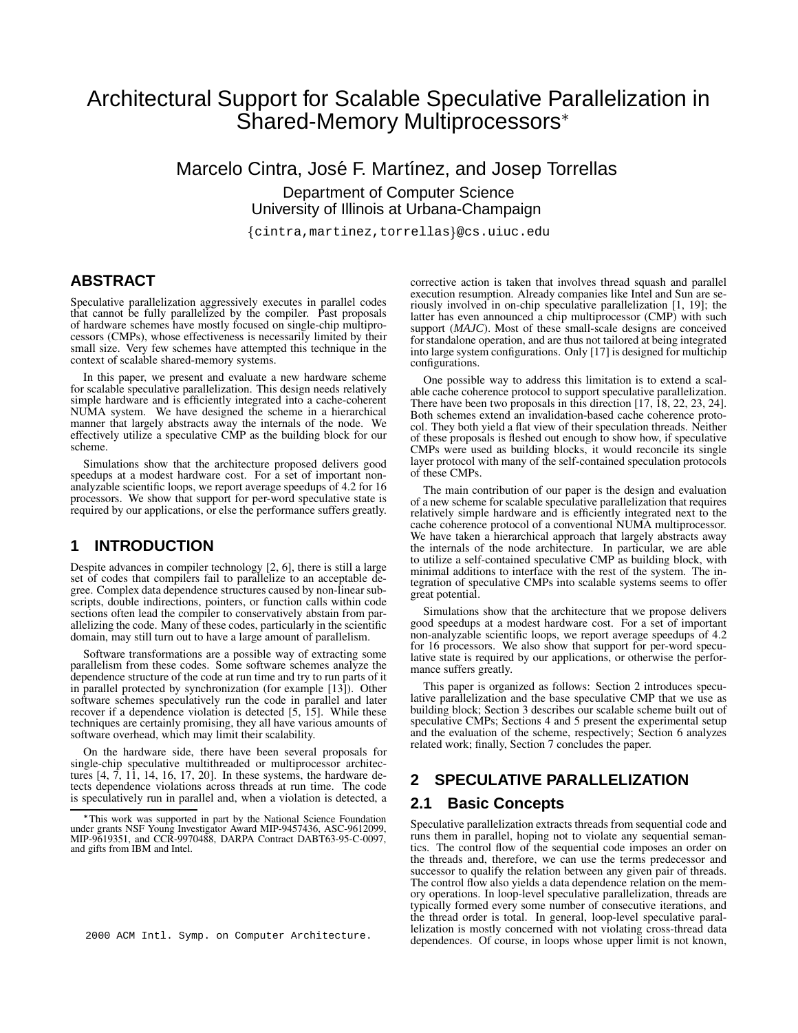# Architectural Support for Scalable Speculative Parallelization in Shared-Memory Multiprocessors*

Marcelo Cintra, José F. Martínez, and Josep Torrellas

Department of Computer Science
University of Illinois at Urbana-Champaign

{cintra,martinez,torrellas}@cs.uiuc.edu

## ABSTRACT

Speculative parallelization aggressively executes in parallel codes that cannot be fully parallelized by the compiler. Past proposals of hardware schemes have mostly focused on single-chip multiprocessors (CMPs), whose effectiveness is necessarily limited by their small size. Very few schemes have attempted this technique in the context of scalable shared-memory systems.

In this paper, we present and evaluate a new hardware scheme for scalable speculative parallelization. This design needs relatively simple hardware and is efficiently integrated into a cache-coherent NUMA system. We have designed the scheme in a hierarchical manner that largely abstracts away the internals of the node. We effectively utilize a speculative CMP as the building block for our scheme.

Simulations show that the architecture proposed delivers good speedups at a modest hardware cost. For a set of important non-analyzable scientific loops, we report average speedups of 4.2 for 16 processors. We show that support for per-word speculative state is required by our applications, or else the performance suffers greatly.

## 1 INTRODUCTION

Despite advances in compiler technology [2, 6], there is still a large set of codes that compilers fail to parallelize to an acceptable degree. Complex data dependence structures caused by non-linear subscripts, double indirections, pointers, or function calls within code sections often lead the compiler to conservatively abstain from parallelizing the code. Many of these codes, particularly in the scientific domain, may still turn out to have a large amount of parallelism.

Software transformations are a possible way of extracting some parallelism from these codes. Some software schemes analyze the dependence structure of the code at run time and try to run parts of it in parallel protected by synchronization (for example [13]). Other software schemes speculatively run the code in parallel and later recover if a dependence violation is detected [5, 15]. While these techniques are certainly promising, they all have various amounts of software overhead, which may limit their scalability.

On the hardware side, there have been several proposals for single-chip speculative multithreaded or multiprocessor architectures [4, 7, 11, 14, 16, 17, 20]. In these systems, the hardware detects dependence violations across threads at run time. The code is speculatively run in parallel and, when a violation is detected, a corrective action is taken that involves thread squash and parallel execution resumption. Already companies like Intel and Sun are seriously involved in on-chip speculative parallelization [1, 19]; the latter has even announced a chip multiprocessor (CMP) with such support (*MAJC*). Most of these small-scale designs are conceived for standalone operation, and are thus not tailored at being integrated into large system configurations. Only [17] is designed for multichip configurations.

One possible way to address this limitation is to extend a scalable cache coherence protocol to support speculative parallelization. There have been two proposals in this direction [17, 18, 22, 23, 24]. Both schemes extend an invalidation-based cache coherence protocol. They both yield a flat view of their speculation threads. Neither of these proposals is fleshed out enough to show how, if speculative CMPs were used as building blocks, it would reconcile its single layer protocol with many of the self-contained speculation protocols of these CMPs.

The main contribution of our paper is the design and evaluation of a new scheme for scalable speculative parallelization that requires relatively simple hardware and is efficiently integrated next to the cache coherence protocol of a conventional NUMA multiprocessor. We have taken a hierarchical approach that largely abstracts away the internals of the node architecture. In particular, we are able to utilize a self-contained speculative CMP as building block, with minimal additions to interface with the rest of the system. The integration of speculative CMPs into scalable systems seems to offer great potential.

Simulations show that the architecture that we propose delivers good speedups at a modest hardware cost. For a set of important non-analyzable scientific loops, we report average speedups of 4.2 for 16 processors. We also show that support for per-word speculative state is required by our applications, or otherwise the performance suffers greatly.

This paper is organized as follows: Section 2 introduces speculative parallelization and the base speculative CMP that we use as building block; Section 3 describes our scalable scheme built out of speculative CMPs; Sections 4 and 5 present the experimental setup and the evaluation of the scheme, respectively; Section 6 analyzes related work; finally, Section 7 concludes the paper.

## 2 SPECULATIVE PARALLELIZATION

### 2.1 Basic Concepts

Speculative parallelization extracts threads from sequential code and runs them in parallel, hoping not to violate any sequential semantics. The control flow of the sequential code imposes an order on the threads and, therefore, we can use the terms predecessor and successor to qualify the relation between any given pair of threads. The control flow also yields a data dependence relation on the memory operations. In loop-level speculative parallelization, threads are typically formed every some number of consecutive iterations, and the thread order is total. In general, loop-level speculative parallelization is mostly concerned with not violating cross-thread data dependences. Of course, in loops whose upper limit is not known,

*This work was supported in part by the National Science Foundation under grants NSF Young Investigator Award MIP-9457436, ASC-9612099, MIP-9619351, and CCR-9970488, DARPA Contract DABT63-95-C-0097, and gifts from IBM and Intel.

2000 ACM Intl. Symp. on Computer Architecture.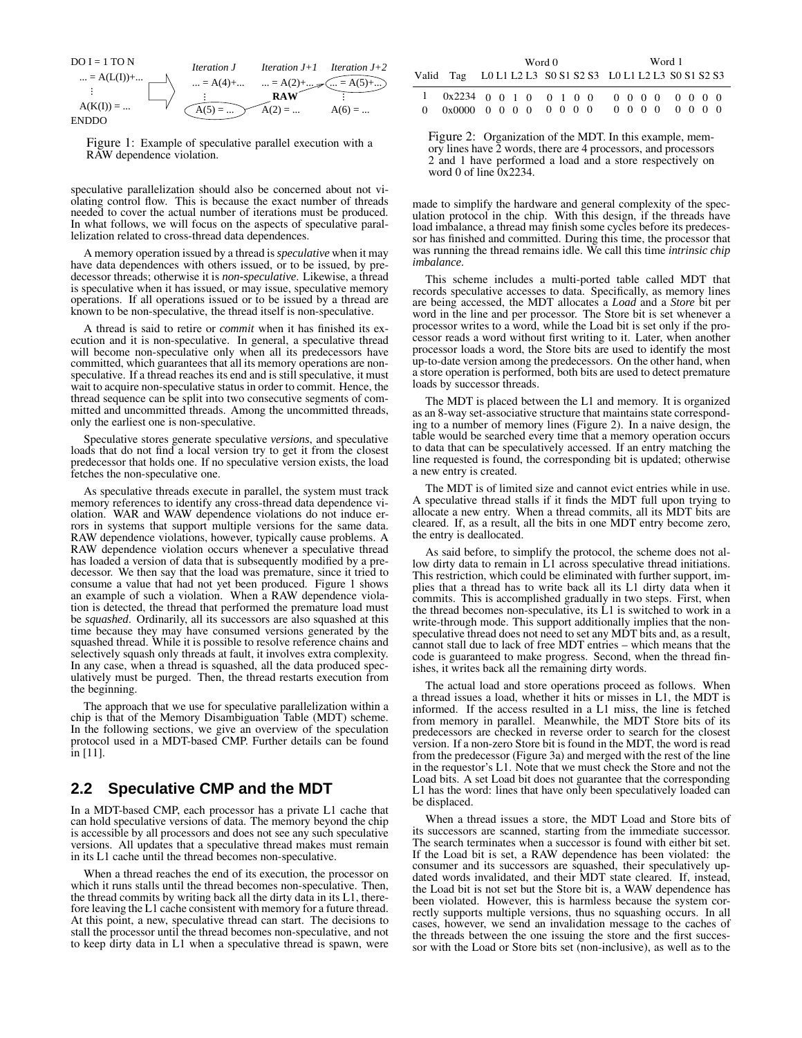```
DO I = 1 TO N
  ... = A(L(I))+...
    ⋮
  A(K(I)) = ...
ENDDO
```

Iteration J | Iteration J+1 | Iteration J+2

... = A(4)+... ... = A(2)+... ... = A(5)+...

RAW

A(5) = ... A(2) = ... A(6) = ...

Figure 1: Example of speculative parallel execution with a RAW dependence violation.

| | | Word 0 | | | | | | | | Word 1 | | | | | | | |
|---|---|---|---|---|---|---|---|---|---|---|---|---|---|---|---|---|---|
| Valid | Tag | L0 | L1 | L2 | L3 | S0 | S1 | S2 | S3 | L0 | L1 | L2 | L3 | S0 | S1 | S2 | S3 |
| 1 | 0x2234 | 0 | 0 | 1 | 0 | 0 | 1 | 0 | 0 | 0 | 0 | 0 | 0 | 0 | 0 | 0 | 0 |
| 0 | 0x0000 | 0 | 0 | 0 | 0 | 0 | 0 | 0 | 0 | 0 | 0 | 0 | 0 | 0 | 0 | 0 | 0 |

Figure 2: Organization of the MDT. In this example, memory lines have 2 words, there are 4 processors, and processors 2 and 1 have performed a load and a store respectively on word 0 of line 0x2234.

speculative parallelization should also be concerned about not violating control flow. This is because the exact number of threads needed to cover the actual number of iterations must be produced. In what follows, we will focus on the aspects of speculative parallelization related to cross-thread data dependences.

A memory operation issued by a thread is *speculative* when it may have data dependences with others issued, or to be issued, by predecessor threads; otherwise it is *non-speculative*. Likewise, a thread is speculative when it has issued, or may issue, speculative memory operations. If all operations issued or to be issued by a thread are known to be non-speculative, the thread itself is non-speculative.

A thread is said to retire or *commit* when it has finished its execution and it is non-speculative. In general, a speculative thread will become non-speculative only when all its predecessors have committed, which guarantees that all its memory operations are non-speculative. If a thread reaches its end and is still speculative, it must wait to acquire non-speculative status in order to commit. Hence, the thread sequence can be split into two consecutive segments of committed and uncommitted threads. Among the uncommitted threads, only the earliest one is non-speculative.

Speculative stores generate speculative *versions*, and speculative loads that do not find a local version try to get it from the closest predecessor that holds one. If no speculative version exists, the load fetches the non-speculative one.

As speculative threads execute in parallel, the system must track memory references to identify any cross-thread data dependence violation. WAR and WAW dependence violations do not induce errors in systems that support multiple versions for the same data. RAW dependence violations, however, typically cause problems. A RAW dependence violation occurs whenever a speculative thread has loaded a version of data that is subsequently modified by a predecessor. We then say that the load was premature, since it tried to consume a value that had not yet been produced. Figure 1 shows an example of such a violation. When a RAW dependence violation is detected, the thread that performed the premature load must be *squashed*. Ordinarily, all its successors are also squashed at this time because they may have consumed versions generated by the squashed thread. While it is possible to resolve reference chains and selectively squash only threads at fault, it involves extra complexity. In any case, when a thread is squashed, all the data produced speculatively must be purged. Then, the thread restarts execution from the beginning.

The approach that we use for speculative parallelization within a chip is that of the Memory Disambiguation Table (MDT) scheme. In the following sections, we give an overview of the speculation protocol used in a MDT-based CMP. Further details can be found in [11].

## 2.2 Speculative CMP and the MDT

In a MDT-based CMP, each processor has a private L1 cache that can hold speculative versions of data. The memory beyond the chip is accessible by all processors and does not see any such speculative versions. All updates that a speculative thread makes must remain in its L1 cache until the thread becomes non-speculative.

When a thread reaches the end of its execution, the processor on which it runs stalls until the thread becomes non-speculative. Then, the thread commits by writing back all the dirty data in its L1, therefore leaving the L1 cache consistent with memory for a future thread. At this point, a new, speculative thread can start. The decisions to stall the processor until the thread becomes non-speculative, and not to keep dirty data in L1 when a speculative thread is spawn, were made to simplify the hardware and general complexity of the speculation protocol in the chip. With this design, if the threads have load imbalance, a thread may finish some cycles before its predecessor has finished and committed. During this time, the processor that was running the thread remains idle. We call this time *intrinsic chip imbalance*.

This scheme includes a multi-ported table called MDT that records speculative accesses to data. Specifically, as memory lines are being accessed, the MDT allocates a *Load* and a *Store* bit per word in the line and per processor. The Store bit is set whenever a processor writes to a word, while the Load bit is set only if the processor reads a word without first writing to it. Later, when another processor loads a word, the Store bits are used to identify the most up-to-date version among the predecessors. On the other hand, when a store operation is performed, both bits are used to detect premature loads by successor threads.

The MDT is placed between the L1 and memory. It is organized as an 8-way set-associative structure that maintains state corresponding to a number of memory lines (Figure 2). In a naive design, the table would be searched every time that a memory operation occurs to data that can be speculatively accessed. If an entry matching the line requested is found, the corresponding bit is updated; otherwise a new entry is created.

The MDT is of limited size and cannot evict entries while in use. A speculative thread stalls if it finds the MDT full upon trying to allocate a new entry. When a thread commits, all its MDT bits are cleared. If, as a result, all the bits in one MDT entry become zero, the entry is deallocated.

As said before, to simplify the protocol, the scheme does not allow dirty data to remain in L1 across speculative thread initiations. This restriction, which could be eliminated with further support, implies that a thread has to write back all its L1 dirty data when it commits. This is accomplished gradually in two steps. First, when the thread becomes non-speculative, its L1 is switched to work in a write-through mode. This support additionally implies that the non-speculative thread does not need to set any MDT bits and, as a result, cannot stall due to lack of free MDT entries – which means that the code is guaranteed to make progress. Second, when the thread finishes, it writes back all the remaining dirty words.

The actual load and store operations proceed as follows. When a thread issues a load, whether it hits or misses in L1, the MDT is informed. If the access resulted in a L1 miss, the line is fetched from memory in parallel. Meanwhile, the MDT Store bits of its predecessors are checked in reverse order to search for the closest version. If a non-zero Store bit is found in the MDT, the word is read from the predecessor (Figure 3a) and merged with the rest of the line in the requestor's L1. Note that we must check the Store and not the Load bits. A set Load bit does not guarantee that the corresponding L1 has the word: lines that have only been speculatively loaded can be displaced.

When a thread issues a store, the MDT Load and Store bits of its successors are scanned, starting from the immediate successor. The search terminates when a successor is found with either bit set. If the Load bit is set, a RAW dependence has been violated: the consumer and its successors are squashed, their speculatively updated words invalidated, and their MDT state cleared. If, instead, the Load bit is not set but the Store bit is, a WAW dependence has been violated. However, this is harmless because the system correctly supports multiple versions, thus no squashing occurs. In all cases, however, we send an invalidation message to the caches of the threads between the one issuing the store and the first successor with the Load or Store bits set (non-inclusive), as well as to the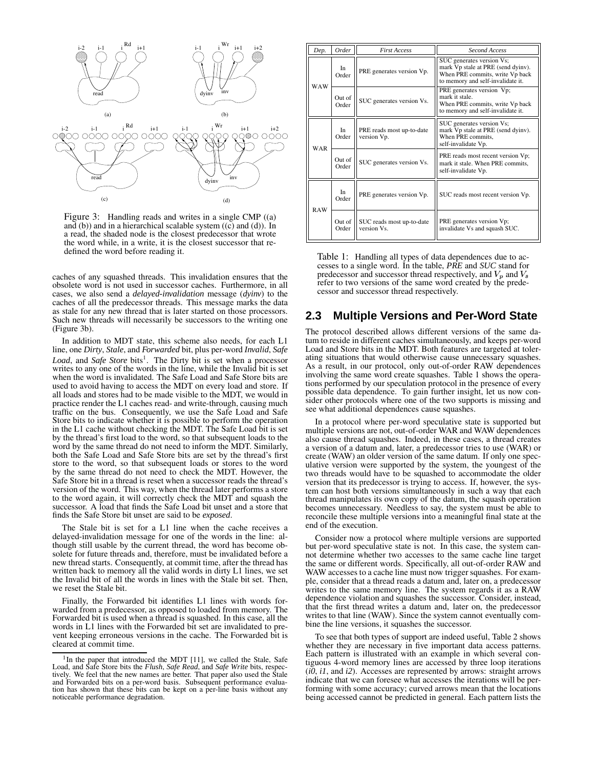Figure 3: Handling reads and writes in a single CMP ((a) and (b)) and in a hierarchical scalable system ((c) and (d)). In a read, the shaded node is the closest predecessor that wrote the word while, in a write, it is the closest successor that redefined the word before reading it.

caches of any squashed threads. This invalidation ensures that the obsolete word is not used in successor caches. Furthermore, in all cases, we also send a *delayed-invalidation* message (*dyinv*) to the caches of all the predecessor threads. This message marks the data as stale for any new thread that is later started on those processors. Such new threads will necessarily be successors to the writing one (Figure 3b).

In addition to MDT state, this scheme also needs, for each L1 line, one *Dirty*, *Stale*, and *Forwarded* bit, plus per-word *Invalid*, *Safe Load*, and *Safe Store* bits[1]. The Dirty bit is set when a processor writes to any one of the words in the line, while the Invalid bit is set when the word is invalidated. The Safe Load and Safe Store bits are used to avoid having to access the MDT on every load and store. If all loads and stores had to be made visible to the MDT, we would in practice render the L1 caches read- and write-through, causing much traffic on the bus. Consequently, we use the Safe Load and Safe Store bits to indicate whether it is possible to perform the operation in the L1 cache without checking the MDT. The Safe Load bit is set by the thread's first load to the word, so that subsequent loads to the word by the same thread do not need to inform the MDT. Similarly, both the Safe Load and Safe Store bits are set by the thread's first store to the word, so that subsequent loads or stores to the word by the same thread do not need to check the MDT. However, the Safe Store bit in a thread is reset when a successor reads the thread's version of the word. This way, when the thread later performs a store to the word again, it will correctly check the MDT and squash the successor. A load that finds the Safe Load bit unset and a store that finds the Safe Store bit unset are said to be *exposed*.

The Stale bit is set for a L1 line when the cache receives a delayed-invalidation message for one of the words in the line: although still usable by the current thread, the word has become obsolete for future threads and, therefore, must be invalidated before a new thread starts. Consequently, at commit time, after the thread has written back to memory all the valid words in dirty L1 lines, we set the Invalid bit of all the words in lines with the Stale bit set. Then, we reset the Stale bit.

Finally, the Forwarded bit identifies L1 lines with words forwarded from a predecessor, as opposed to loaded from memory. The Forwarded bit is used when a thread is squashed. In this case, all the words in L1 lines with the Forwarded bit set are invalidated to prevent keeping erroneous versions in the cache. The Forwarded bit is cleared at commit time.

[1]In the paper that introduced the MDT [11], we called the Stale, Safe Load, and Safe Store bits the *Flush*, *Safe Read*, and *Safe Write* bits, respectively. We feel that the new names are better. That paper also used the Stale and Forwarded bits on a per-word basis. Subsequent performance evaluation has shown that these bits can be kept on a per-line basis without any noticeable performance degradation.

| *Dep.* | *Order* | *First Access* | *Second Access* |
|---|---|---|---|
| WAW | In Order | PRE generates version Vp. | SUC generates version Vs; mark Vp stale at PRE (send dyinv). When PRE commits, write Vp back to memory and self-invalidate it. |
| | Out of Order | SUC generates version Vs. | PRE generates version Vp; mark it stale. When PRE commits, write Vp back to memory and self-invalidate it. |
| WAR | In Order | PRE reads most up-to-date version Vp. | SUC generates version Vs; mark Vp stale at PRE (send dyinv). When PRE commits, self-invalidate Vp. |
| | Out of Order | SUC generates version Vs. | PRE reads most recent version Vp; mark it stale. When PRE commits, self-invalidate Vp. |
| RAW | In Order | PRE generates version Vp. | SUC reads most recent version Vp. |
| | Out of Order | SUC reads most up-to-date version Vs. | PRE generates version Vp; invalidate Vs and squash SUC. |

Table 1: Handling all types of data dependences due to accesses to a single word. In the table, *PRE* and *SUC* stand for predecessor and successor thread respectively, and $V_p$ and $V_s$ refer to two versions of the same word created by the predecessor and successor thread respectively.

## 2.3 Multiple Versions and Per-Word State

The protocol described allows different versions of the same datum to reside in different caches simultaneously, and keeps per-word Load and Store bits in the MDT. Both features are targeted at tolerating situations that would otherwise cause unnecessary squashes. As a result, in our protocol, only out-of-order RAW dependences involving the same word create squashes. Table 1 shows the operations performed by our speculation protocol in the presence of every possible data dependence. To gain further insight, let us now consider other protocols where one of the two supports is missing and see what additional dependences cause squashes.

In a protocol where per-word speculative state is supported but multiple versions are not, out-of-order WAR and WAW dependences also cause thread squashes. Indeed, in these cases, a thread creates a version of a datum and, later, a predecessor tries to use (WAR) or create (WAW) an older version of the same datum. If only one speculative version were supported by the system, the youngest of the two threads would have to be squashed to accommodate the older version that its predecessor is trying to access. If, however, the system can host both versions simultaneously in such a way that each thread manipulates its own copy of the datum, the squash operation becomes unnecessary. Needless to say, the system must be able to reconcile these multiple versions into a meaningful final state at the end of the execution.

Consider now a protocol where multiple versions are supported but per-word speculative state is not. In this case, the system cannot determine whether two accesses to the same cache line target the same or different words. Specifically, all out-of-order RAW and WAW accesses to a cache line must now trigger squashes. For example, consider that a thread reads a datum and, later on, a predecessor writes to the same memory line. The system regards it as a RAW dependence violation and squashes the successor. Consider, instead, that the first thread writes a datum and, later on, the predecessor writes to that line (WAW). Since the system cannot eventually combine the line versions, it squashes the successor.

To see that both types of support are indeed useful, Table 2 shows whether they are necessary in five important data access patterns. Each pattern is illustrated with an example in which several contiguous 4-word memory lines are accessed by three loop iterations (*i0*, *i1*, and *i2*). Accesses are represented by arrows: straight arrows indicate that we can foresee what accesses the iterations will be performing with some accuracy; curved arrows mean that the locations being accessed cannot be predicted in general. Each pattern lists the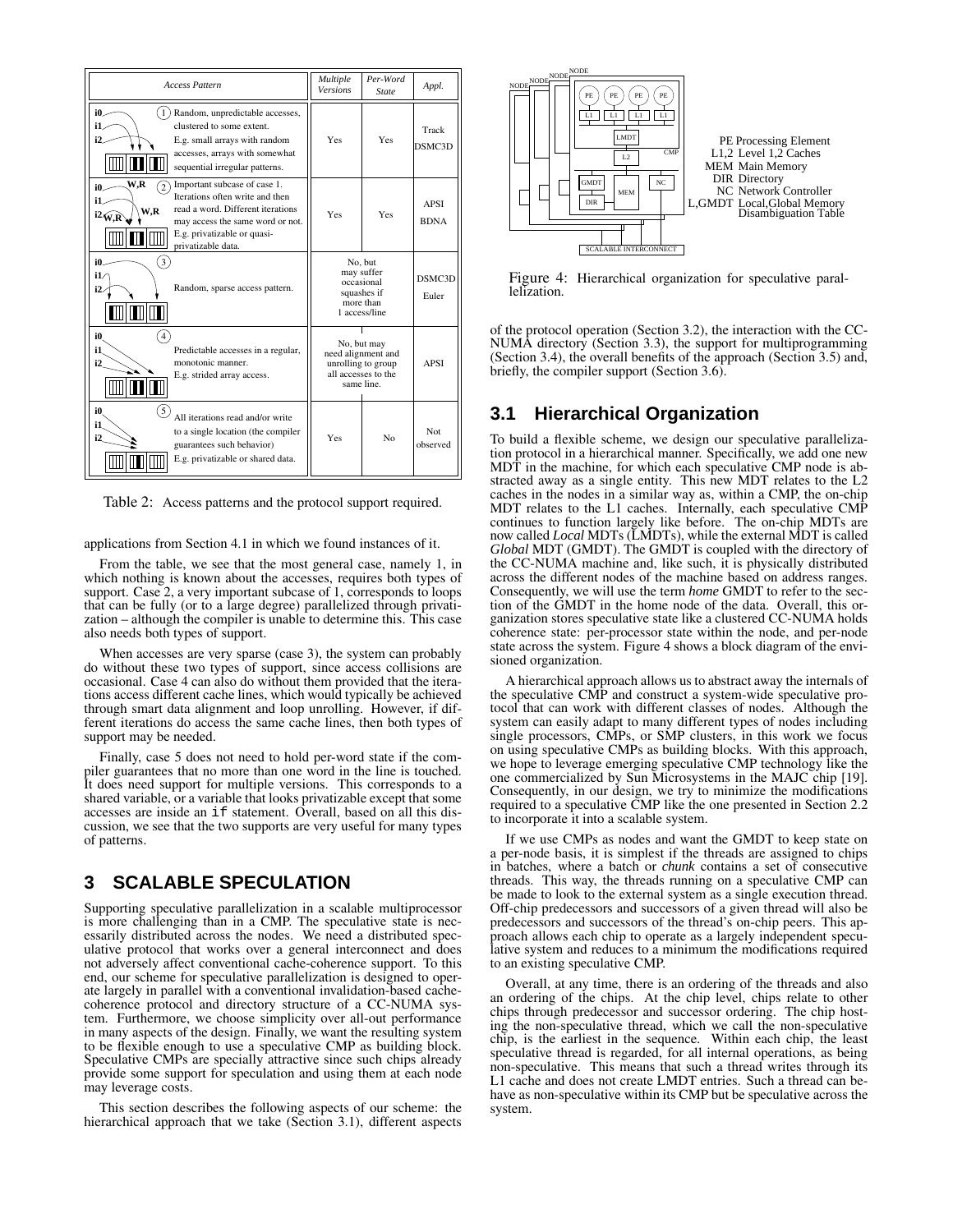| Access Pattern | Multiple Versions | Per-Word State | Appl. |
|---|---|---|---|
| (1) Random, unpredictable accesses, clustered to some extent. E.g. small arrays with random accesses, arrays with somewhat sequential irregular patterns. | Yes | Yes | Track DSMC3D |
| (2) Important subcase of case 1. Iterations often write and then read a word. Different iterations may access the same word or not. E.g. privatizable or quasi-privatizable data. | Yes | Yes | APSI BDNA |
| (3) Random, sparse access pattern. | No, but may suffer occasional squashes if more than 1 access/line | | DSMC3D Euler |
| (4) Predictable accesses in a regular, monotonic manner. E.g. strided array access. | No, but may need alignment and unrolling to group all accesses to the same line. | | APSI |
| (5) All iterations read and/or write to a single location (the compiler guarantees such behavior) E.g. privatizable or shared data. | Yes | No | Not observed |

Table 2: Access patterns and the protocol support required.

applications from Section 4.1 in which we found instances of it.

From the table, we see that the most general case, namely 1, in which nothing is known about the accesses, requires both types of support. Case 2, a very important subcase of 1, corresponds to loops that can be fully (or to a large degree) parallelized through privatization – although the compiler is unable to determine this. This case also needs both types of support.

When accesses are very sparse (case 3), the system can probably do without these two types of support, since access collisions are occasional. Case 4 can also do without them provided that the iterations access different cache lines, which would typically be achieved through smart data alignment and loop unrolling. However, if different iterations do access the same cache lines, then both types of support may be needed.

Finally, case 5 does not need to hold per-word state if the compiler guarantees that no more than one word in the line is touched. It does need support for multiple versions. This corresponds to a shared variable, or a variable that looks privatizable except that some accesses are inside an `if` statement. Overall, based on all this discussion, we see that the two supports are very useful for many types of patterns.

## 3 SCALABLE SPECULATION

Supporting speculative parallelization in a scalable multiprocessor is more challenging than in a CMP. The speculative state is necessarily distributed across the nodes. We need a distributed speculative protocol that works over a general interconnect and does not adversely affect conventional cache-coherence support. To this end, our scheme for speculative parallelization is designed to operate largely in parallel with a conventional invalidation-based cache-coherence protocol and directory structure of a CC-NUMA system. Furthermore, we choose simplicity over all-out performance in many aspects of the design. Finally, we want the resulting system to be flexible enough to use a speculative CMP as building block. Speculative CMPs are specially attractive since such chips already provide some support for speculation and using them at each node may leverage costs.

This section describes the following aspects of our scheme: the hierarchical approach that we take (Section 3.1), different aspects of the protocol operation (Section 3.2), the interaction with the CC-NUMA directory (Section 3.3), the support for multiprogramming (Section 3.4), the overall benefits of the approach (Section 3.5) and, briefly, the compiler support (Section 3.6).

PE Processing Element
L1,2 Level 1,2 Caches
MEM Main Memory
DIR Directory
NC Network Controller
L,GMDT Local,Global Memory Disambiguation Table

Figure 4: Hierarchical organization for speculative parallelization.

### 3.1 Hierarchical Organization

To build a flexible scheme, we design our speculative parallelization protocol in a hierarchical manner. Specifically, we add one new MDT in the machine, for which each speculative CMP node is abstracted away as a single entity. This new MDT relates to the L2 caches in the nodes in a similar way as, within a CMP, the on-chip MDT relates to the L1 caches. Internally, each speculative CMP continues to function largely like before. The on-chip MDTs are now called *Local* MDTs (LMDTs), while the external MDT is called *Global* MDT (GMDT). The GMDT is coupled with the directory of the CC-NUMA machine and, like such, it is physically distributed across the different nodes of the machine based on address ranges. Consequently, we will use the term *home* GMDT to refer to the section of the GMDT in the home node of the data. Overall, this organization stores speculative state like a clustered CC-NUMA holds coherence state: per-processor state within the node, and per-node state across the system. Figure 4 shows a block diagram of the envisioned organization.

A hierarchical approach allows us to abstract away the internals of the speculative CMP and construct a system-wide speculative protocol that can work with different classes of nodes. Although the system can easily adapt to many different types of nodes including single processors, CMPs, or SMP clusters, in this work we focus on using speculative CMPs as building blocks. With this approach, we hope to leverage emerging speculative CMP technology like the one commercialized by Sun Microsystems in the MAJC chip [19]. Consequently, in our design, we try to minimize the modifications required to a speculative CMP like the one presented in Section 2.2 to incorporate it into a scalable system.

If we use CMPs as nodes and want the GMDT to keep state on a per-node basis, it is simplest if the threads are assigned to chips in batches, where a batch or *chunk* contains a set of consecutive threads. This way, the threads running on a speculative CMP can be made to look to the external system as a single execution thread. Off-chip predecessors and successors of a given thread will also be predecessors and successors of the thread's on-chip peers. This approach allows each chip to operate as a largely independent speculative system and reduces to a minimum the modifications required to an existing speculative CMP.

Overall, at any time, there is an ordering of the threads and also an ordering of the chips. At the chip level, chips relate to other chips through predecessor and successor ordering. The chip hosting the non-speculative thread, which we call the non-speculative chip, is the earliest in the sequence. Within each chip, the least speculative thread is regarded, for all internal operations, as being non-speculative. This means that such a thread writes through its L1 cache and does not create LMDT entries. Such a thread can behave as non-speculative within its CMP but be speculative across the system.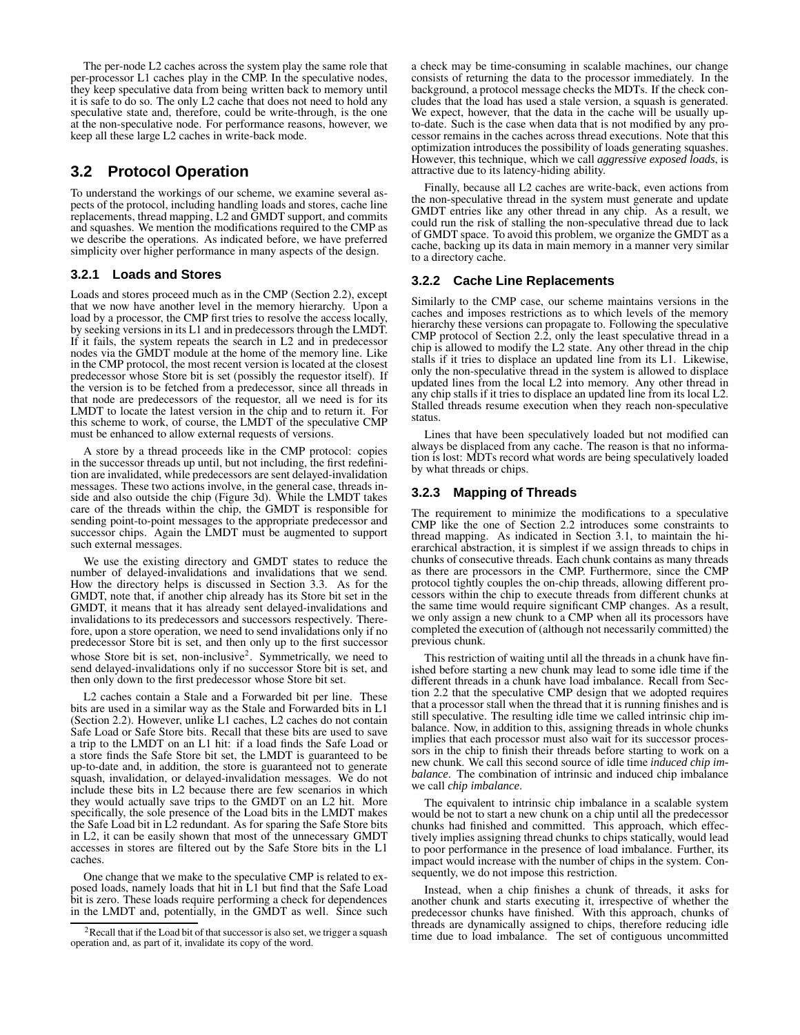The per-node L2 caches across the system play the same role that per-processor L1 caches play in the CMP. In the speculative nodes, they keep speculative data from being written back to memory until it is safe to do so. The only L2 cache that does not need to hold any speculative state and, therefore, could be write-through, is the one at the non-speculative node. For performance reasons, however, we keep all these large L2 caches in write-back mode.

## 3.2 Protocol Operation

To understand the workings of our scheme, we examine several aspects of the protocol, including handling loads and stores, cache line replacements, thread mapping, L2 and GMDT support, and commits and squashes. We mention the modifications required to the CMP as we describe the operations. As indicated before, we have preferred simplicity over higher performance in many aspects of the design.

### 3.2.1 Loads and Stores

Loads and stores proceed much as in the CMP (Section 2.2), except that we now have another level in the memory hierarchy. Upon a load by a processor, the CMP first tries to resolve the access locally, by seeking versions in its L1 and in predecessors through the LMDT. If it fails, the system repeats the search in L2 and in predecessor nodes via the GMDT module at the home of the memory line. Like in the CMP protocol, the most recent version is located at the closest predecessor whose Store bit is set (possibly the requestor itself). If the version is to be fetched from a predecessor, since all threads in that node are predecessors of the requestor, all we need is for its LMDT to locate the latest version in the chip and to return it. For this scheme to work, of course, the LMDT of the speculative CMP must be enhanced to allow external requests of versions.

A store by a thread proceeds like in the CMP protocol: copies in the successor threads up until, but not including, the first redefinition are invalidated, while predecessors are sent delayed-invalidation messages. These two actions involve, in the general case, threads inside and also outside the chip (Figure 3d). While the LMDT takes care of the threads within the chip, the GMDT is responsible for sending point-to-point messages to the appropriate predecessor and successor chips. Again the LMDT must be augmented to support such external messages.

We use the existing directory and GMDT states to reduce the number of delayed-invalidations and invalidations that we send. How the directory helps is discussed in Section 3.3. As for the GMDT, note that, if another chip already has its Store bit set in the GMDT, it means that it has already sent delayed-invalidations and invalidations to its predecessors and successors respectively. Therefore, upon a store operation, we need to send invalidations only if no predecessor Store bit is set, and then only up to the first successor whose Store bit is set, non-inclusive[2]. Symmetrically, we need to send delayed-invalidations only if no successor Store bit is set, and then only down to the first predecessor whose Store bit set.

L2 caches contain a Stale and a Forwarded bit per line. These bits are used in a similar way as the Stale and Forwarded bits in L1 (Section 2.2). However, unlike L1 caches, L2 caches do not contain Safe Load or Safe Store bits. Recall that these bits are used to save a trip to the LMDT on an L1 hit: if a load finds the Safe Load or a store finds the Safe Store bit set, the LMDT is guaranteed to be up-to-date and, in addition, the store is guaranteed not to generate squash, invalidation, or delayed-invalidation messages. We do not include these bits in L2 because there are few scenarios in which they would actually save trips to the GMDT on an L2 hit. More specifically, the sole presence of the Load bits in the LMDT makes the Safe Load bit in L2 redundant. As for sparing the Safe Store bits in L2, it can be easily shown that most of the unnecessary GMDT accesses in stores are filtered out by the Safe Store bits in the L1 caches.

One change that we make to the speculative CMP is related to exposed loads, namely loads that hit in L1 but find that the Safe Load bit is zero. These loads require performing a check for dependences in the LMDT and, potentially, in the GMDT as well. Since such a check may be time-consuming in scalable machines, our change consists of returning the data to the processor immediately. In the background, a protocol message checks the MDTs. If the check concludes that the load has used a stale version, a squash is generated. We expect, however, that the data in the cache will be usually up-to-date. Such is the case when data that is not modified by any processor remains in the caches across thread executions. Note that this optimization introduces the possibility of loads generating squashes. However, this technique, which we call *aggressive exposed loads*, is attractive due to its latency-hiding ability.

Finally, because all L2 caches are write-back, even actions from the non-speculative thread in the system must generate and update GMDT entries like any other thread in any chip. As a result, we could run the risk of stalling the non-speculative thread due to lack of GMDT space. To avoid this problem, we organize the GMDT as a cache, backing up its data in main memory in a manner very similar to a directory cache.

### 3.2.2 Cache Line Replacements

Similarly to the CMP case, our scheme maintains versions in the caches and imposes restrictions as to which levels of the memory hierarchy these versions can propagate to. Following the speculative CMP protocol of Section 2.2, only the least speculative thread in a chip is allowed to modify the L2 state. Any other thread in the chip stalls if it tries to displace an updated line from its L1. Likewise, only the non-speculative thread in the system is allowed to displace updated lines from the local L2 into memory. Any other thread in any chip stalls if it tries to displace an updated line from its local L2. Stalled threads resume execution when they reach non-speculative status.

Lines that have been speculatively loaded but not modified can always be displaced from any cache. The reason is that no information is lost: MDTs record what words are being speculatively loaded by what threads or chips.

### 3.2.3 Mapping of Threads

The requirement to minimize the modifications to a speculative CMP like the one of Section 2.2 introduces some constraints to thread mapping. As indicated in Section 3.1, to maintain the hierarchical abstraction, it is simplest if we assign threads to chips in chunks of consecutive threads. Each chunk contains as many threads as there are processors in the CMP. Furthermore, since the CMP protocol tightly couples the on-chip threads, allowing different processors within the chip to execute threads from different chunks at the same time would require significant CMP changes. As a result, we only assign a new chunk to a CMP when all its processors have completed the execution of (although not necessarily committed) the previous chunk.

This restriction of waiting until all the threads in a chunk have finished before starting a new chunk may lead to some idle time if the different threads in a chunk have load imbalance. Recall from Section 2.2 that the speculative CMP design that we adopted requires that a processor stall when the thread that it is running finishes and is still speculative. The resulting idle time we called intrinsic chip imbalance. Now, in addition to this, assigning threads in whole chunks implies that each processor must also wait for its successor processors in the chip to finish their threads before starting to work on a new chunk. We call this second source of idle time *induced chip imbalance*. The combination of intrinsic and induced chip imbalance we call *chip imbalance*.

The equivalent to intrinsic chip imbalance in a scalable system would be not to start a new chunk on a chip until all the predecessor chunks had finished and committed. This approach, which effectively implies assigning thread chunks to chips statically, would lead to poor performance in the presence of load imbalance. Further, its impact would increase with the number of chips in the system. Consequently, we do not impose this restriction.

Instead, when a chip finishes a chunk of threads, it asks for another chunk and starts executing it, irrespective of whether the predecessor chunks have finished. With this approach, chunks of threads are dynamically assigned to chips, therefore reducing idle time due to load imbalance. The set of contiguous uncommitted

[2] Recall that if the Load bit of that successor is also set, we trigger a squash operation and, as part of it, invalidate its copy of the word.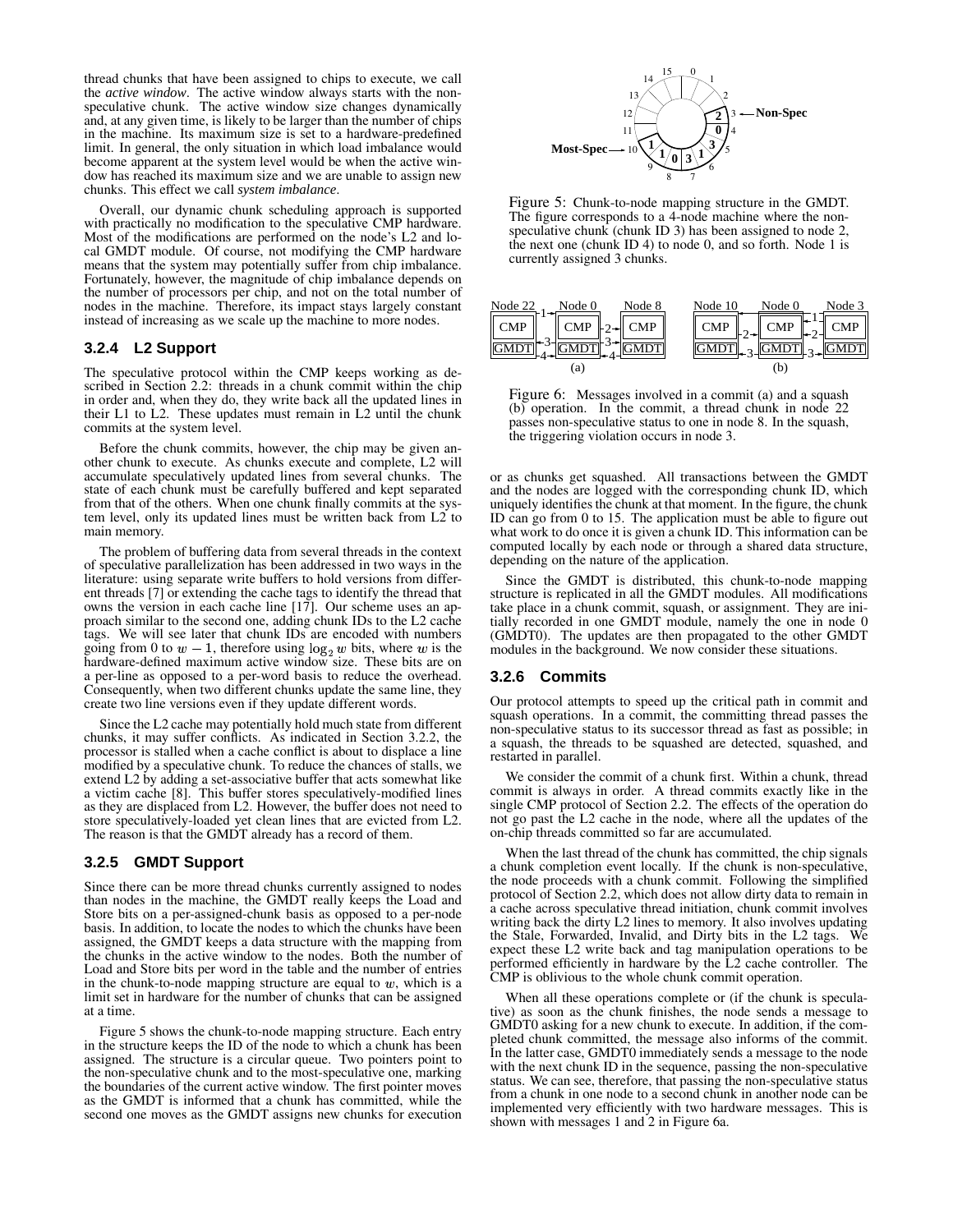thread chunks that have been assigned to chips to execute, we call the *active window*. The active window always starts with the non-speculative chunk. The active window size changes dynamically and, at any given time, is likely to be larger than the number of chips in the machine. Its maximum size is set to a hardware-predefined limit. In general, the only situation in which load imbalance would become apparent at the system level would be when the active window has reached its maximum size and we are unable to assign new chunks. This effect we call *system imbalance*.

Overall, our dynamic chunk scheduling approach is supported with practically no modification to the speculative CMP hardware. Most of the modifications are performed on the node's L2 and local GMDT module. Of course, not modifying the CMP hardware means that the system may potentially suffer from chip imbalance. Fortunately, however, the magnitude of chip imbalance depends on the number of processors per chip, and not on the total number of nodes in the machine. Therefore, its impact stays largely constant instead of increasing as we scale up the machine to more nodes.

### 3.2.4 L2 Support

The speculative protocol within the CMP keeps working as described in Section 2.2: threads in a chunk commit within the chip in order and, when they do, they write back all the updated lines in their L1 to L2. These updates must remain in L2 until the chunk commits at the system level.

Before the chunk commits, however, the chip may be given another chunk to execute. As chunks execute and complete, L2 will accumulate speculatively updated lines from several chunks. The state of each chunk must be carefully buffered and kept separated from that of the others. When one chunk finally commits at the system level, only its updated lines must be written back from L2 to main memory.

The problem of buffering data from several threads in the context of speculative parallelization has been addressed in two ways in the literature: using separate write buffers to hold versions from different threads [7] or extending the cache tags to identify the thread that owns the version in each cache line [17]. Our scheme uses an approach similar to the second one, adding chunk IDs to the L2 cache tags. We will see later that chunk IDs are encoded with numbers going from 0 to $w-1$, therefore using $\log_2 w$ bits, where $w$ is the hardware-defined maximum active window size. These bits are on a per-line as opposed to a per-word basis to reduce the overhead. Consequently, when two different chunks update the same line, they create two line versions even if they update different words.

Since the L2 cache may potentially hold much state from different chunks, it may suffer conflicts. As indicated in Section 3.2.2, the processor is stalled when a cache conflict is about to displace a line modified by a speculative chunk. To reduce the chances of stalls, we extend L2 by adding a set-associative buffer that acts somewhat like a victim cache [8]. This buffer stores speculatively-modified lines as they are displaced from L2. However, the buffer does not need to store speculatively-loaded yet clean lines that are evicted from L2. The reason is that the GMDT already has a record of them.

### 3.2.5 GMDT Support

Since there can be more thread chunks currently assigned to nodes than nodes in the machine, the GMDT really keeps the Load and Store bits on a per-assigned-chunk basis as opposed to a per-node basis. In addition, to locate the nodes to which the chunks have been assigned, the GMDT keeps a data structure with the mapping from the chunks in the active window to the nodes. Both the number of Load and Store bits per word in the table and the number of entries in the chunk-to-node mapping structure are equal to $w$, which is a limit set in hardware for the number of chunks that can be assigned at a time.

Figure 5 shows the chunk-to-node mapping structure. Each entry in the structure keeps the ID of the node to which a chunk has been assigned. The structure is a circular queue. Two pointers point to the non-speculative chunk and to the most-speculative one, marking the boundaries of the current active window. The first pointer moves as the GMDT is informed that a chunk has committed, while the second one moves as the GMDT assigns new chunks for execution or as chunks get squashed. All transactions between the GMDT and the nodes are logged with the corresponding chunk ID, which uniquely identifies the chunk at that moment. In the figure, the chunk ID can go from 0 to 15. The application must be able to figure out what work to do once it is given a chunk ID. This information can be computed locally by each node or through a shared data structure, depending on the nature of the application.

Figure 5: Chunk-to-node mapping structure in the GMDT. The figure corresponds to a 4-node machine where the non-speculative chunk (chunk ID 3) has been assigned to node 2, the next one (chunk ID 4) to node 0, and so forth. Node 1 is currently assigned 3 chunks.

Figure 6: Messages involved in a commit (a) and a squash (b) operation. In the commit, a thread chunk in node 22 passes non-speculative status to one in node 8. In the squash, the triggering violation occurs in node 3.

Since the GMDT is distributed, this chunk-to-node mapping structure is replicated in all the GMDT modules. All modifications take place in a chunk commit, squash, or assignment. They are initially recorded in one GMDT module, namely the one in node 0 (GMDT0). The updates are then propagated to the other GMDT modules in the background. We now consider these situations.

### 3.2.6 Commits

Our protocol attempts to speed up the critical path in commit and squash operations. In a commit, the committing thread passes the non-speculative status to its successor thread as fast as possible; in a squash, the threads to be squashed are detected, squashed, and restarted in parallel.

We consider the commit of a chunk first. Within a chunk, thread commit is always in order. A thread commits exactly like in the single CMP protocol of Section 2.2. The effects of the operation do not go past the L2 cache in the node, where all the updates of the on-chip threads committed so far are accumulated.

When the last thread of the chunk has committed, the chip signals a chunk completion event locally. If the chunk is non-speculative, the node proceeds with a chunk commit. Following the simplified protocol of Section 2.2, which does not allow dirty data to remain in a cache across speculative thread initiation, chunk commit involves writing back the dirty L2 lines to memory. It also involves updating the Stale, Forwarded, Invalid, and Dirty bits in the L2 tags. We expect these L2 write back and tag manipulation operations to be performed efficiently in hardware by the L2 cache controller. The CMP is oblivious to the whole chunk commit operation.

When all these operations complete or (if the chunk is speculative) as soon as the chunk finishes, the node sends a message to GMDT0 asking for a new chunk to execute. In addition, if the completed chunk committed, the message also informs of the commit. In the latter case, GMDT0 immediately sends a message to the node with the next chunk ID in the sequence, passing the non-speculative status. We can see, therefore, that passing the non-speculative status from a chunk in one node to a second chunk in another node can be implemented very efficiently with two hardware messages. This is shown with messages 1 and 2 in Figure 6a.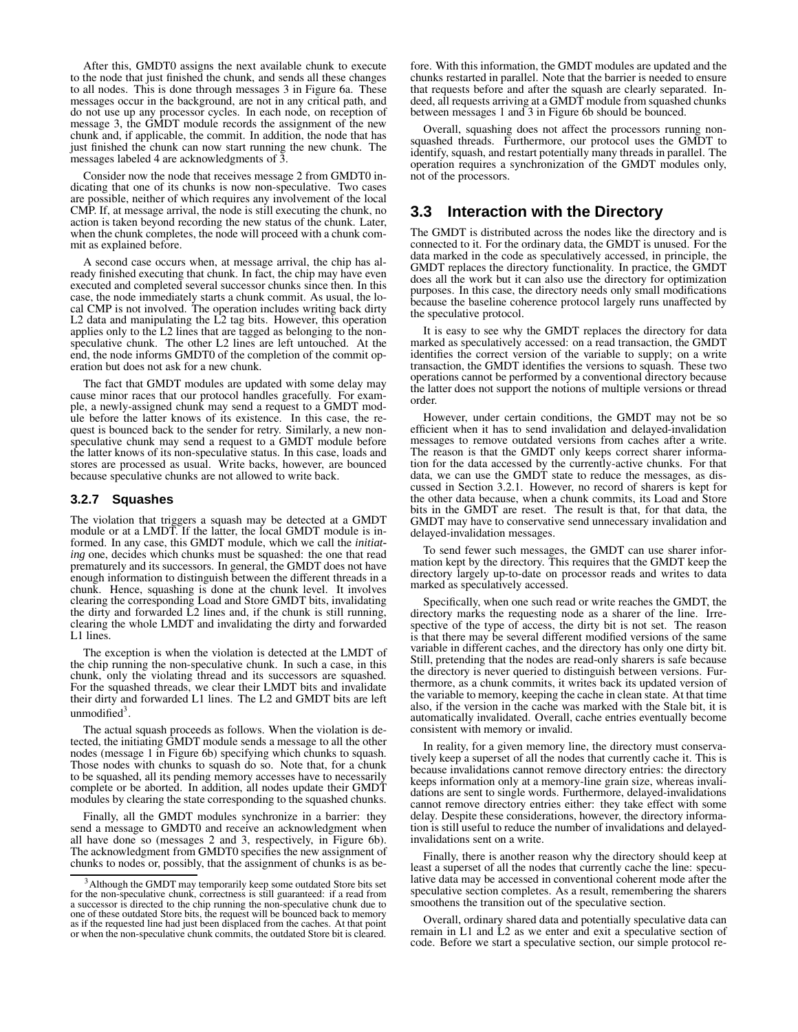After this, GMDT0 assigns the next available chunk to execute to the node that just finished the chunk, and sends all these changes to all nodes. This is done through messages 3 in Figure 6a. These messages occur in the background, are not in any critical path, and do not use up any processor cycles. In each node, on reception of message 3, the GMDT module records the assignment of the new chunk and, if applicable, the commit. In addition, the node that has just finished the chunk can now start running the new chunk. The messages labeled 4 are acknowledgments of 3.

Consider now the node that receives message 2 from GMDT0 indicating that one of its chunks is now non-speculative. Two cases are possible, neither of which requires any involvement of the local CMP. If, at message arrival, the node is still executing the chunk, no action is taken beyond recording the new status of the chunk. Later, when the chunk completes, the node will proceed with a chunk commit as explained before.

A second case occurs when, at message arrival, the chip has already finished executing that chunk. In fact, the chip may have even executed and completed several successor chunks since then. In this case, the node immediately starts a chunk commit. As usual, the local CMP is not involved. The operation includes writing back dirty L2 data and manipulating the L2 tag bits. However, this operation applies only to the L2 lines that are tagged as belonging to the non-speculative chunk. The other L2 lines are left untouched. At the end, the node informs GMDT0 of the completion of the commit operation but does not ask for a new chunk.

The fact that GMDT modules are updated with some delay may cause minor races that our protocol handles gracefully. For example, a newly-assigned chunk may send a request to a GMDT module before the latter knows of its existence. In this case, the request is bounced back to the sender for retry. Similarly, a new non-speculative chunk may send a request to a GMDT module before the latter knows of its non-speculative status. In this case, loads and stores are processed as usual. Write backs, however, are bounced because speculative chunks are not allowed to write back.

### 3.2.7 Squashes

The violation that triggers a squash may be detected at a GMDT module or at a LMDT. If the latter, the local GMDT module is informed. In any case, this GMDT module, which we call the *initiating* one, decides which chunks must be squashed: the one that read prematurely and its successors. In general, the GMDT does not have enough information to distinguish between the different threads in a chunk. Hence, squashing is done at the chunk level. It involves clearing the corresponding Load and Store GMDT bits, invalidating the dirty and forwarded L2 lines and, if the chunk is still running, clearing the whole LMDT and invalidating the dirty and forwarded L1 lines.

The exception is when the violation is detected at the LMDT of the chip running the non-speculative chunk. In such a case, in this chunk, only the violating thread and its successors are squashed. For the squashed threads, we clear their LMDT bits and invalidate their dirty and forwarded L1 lines. The L2 and GMDT bits are left unmodified[3].

The actual squash proceeds as follows. When the violation is detected, the initiating GMDT module sends a message to all the other nodes (message 1 in Figure 6b) specifying which chunks to squash. Those nodes with chunks to squash do so. Note that, for a chunk to be squashed, all its pending memory accesses have to necessarily complete or be aborted. In addition, all nodes update their GMDT modules by clearing the state corresponding to the squashed chunks.

Finally, all the GMDT modules synchronize in a barrier: they send a message to GMDT0 and receive an acknowledgment when all have done so (messages 2 and 3, respectively, in Figure 6b). The acknowledgment from GMDT0 specifies the new assignment of chunks to nodes or, possibly, that the assignment of chunks is as before. With this information, the GMDT modules are updated and the chunks restarted in parallel. Note that the barrier is needed to ensure that requests before and after the squash are clearly separated. Indeed, all requests arriving at a GMDT module from squashed chunks between messages 1 and 3 in Figure 6b should be bounced.

Overall, squashing does not affect the processors running non-squashed threads. Furthermore, our protocol uses the GMDT to identify, squash, and restart potentially many threads in parallel. The operation requires a synchronization of the GMDT modules only, not of the processors.

[3] Although the GMDT may temporarily keep some outdated Store bits set for the non-speculative chunk, correctness is still guaranteed: if a read from a successor is directed to the chip running the non-speculative chunk due to one of these outdated Store bits, the request will be bounced back to memory as if the requested line had just been displaced from the caches. At that point or when the non-speculative chunk commits, the outdated Store bit is cleared.

## 3.3 Interaction with the Directory

The GMDT is distributed across the nodes like the directory and is connected to it. For the ordinary data, the GMDT is unused. For the data marked in the code as speculatively accessed, in principle, the GMDT replaces the directory functionality. In practice, the GMDT does all the work but it can also use the directory for optimization purposes. In this case, the directory needs only small modifications because the baseline coherence protocol largely runs unaffected by the speculative protocol.

It is easy to see why the GMDT replaces the directory for data marked as speculatively accessed: on a read transaction, the GMDT identifies the correct version of the variable to supply; on a write transaction, the GMDT identifies the versions to squash. These two operations cannot be performed by a conventional directory because the latter does not support the notions of multiple versions or thread order.

However, under certain conditions, the GMDT may not be so efficient when it has to send invalidation and delayed-invalidation messages to remove outdated versions from caches after a write. The reason is that the GMDT only keeps correct sharer information for the data accessed by the currently-active chunks. For that data, we can use the GMDT state to reduce the messages, as discussed in Section 3.2.1. However, no record of sharers is kept for the other data because, when a chunk commits, its Load and Store bits in the GMDT are reset. The result is that, for that data, the GMDT may have to conservative send unnecessary invalidation and delayed-invalidation messages.

To send fewer such messages, the GMDT can use sharer information kept by the directory. This requires that the GMDT keep the directory largely up-to-date on processor reads and writes to data marked as speculatively accessed.

Specifically, when one such read or write reaches the GMDT, the directory marks the requesting node as a sharer of the line. Irrespective of the type of access, the dirty bit is not set. The reason is that there may be several different modified versions of the same variable in different caches, and the directory has only one dirty bit. Still, pretending that the nodes are read-only sharers is safe because the directory is never queried to distinguish between versions. Furthermore, as a chunk commits, it writes back its updated version of the variable to memory, keeping the cache in clean state. At that time also, if the version in the cache was marked with the Stale bit, it is automatically invalidated. Overall, cache entries eventually become consistent with memory or invalid.

In reality, for a given memory line, the directory must conservatively keep a superset of all the nodes that currently cache it. This is because invalidations cannot remove directory entries: the directory keeps information only at a memory-line grain size, whereas invalidations are sent to single words. Furthermore, delayed-invalidations cannot remove directory entries either: they take effect with some delay. Despite these considerations, however, the directory information is still useful to reduce the number of invalidations and delayed-invalidations sent on a write.

Finally, there is another reason why the directory should keep at least a superset of all the nodes that currently cache the line: speculative data may be accessed in conventional coherent mode after the speculative section completes. As a result, remembering the sharers smoothens the transition out of the speculative section.

Overall, ordinary shared data and potentially speculative data can remain in L1 and L2 as we enter and exit a speculative section of code. Before we start a speculative section, our simple protocol re-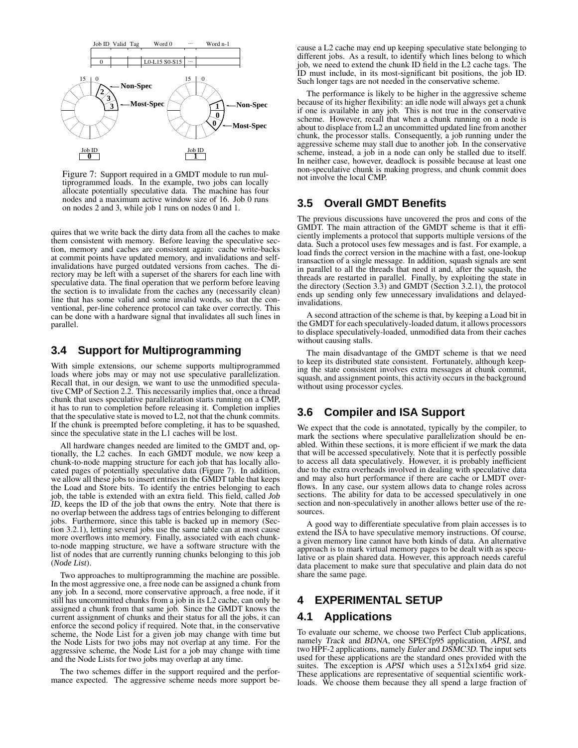Figure 7: Support required in a GMDT module to run multiprogrammed loads. In the example, two jobs can locally allocate potentially speculative data. The machine has four nodes and a maximum active window size of 16. Job 0 runs on nodes 2 and 3, while job 1 runs on nodes 0 and 1.

quires that we write back the dirty data from all the caches to make them consistent with memory. Before leaving the speculative section, memory and caches are consistent again: cache write-backs at commit points have updated memory, and invalidations and self-invalidations have purged outdated versions from caches. The directory may be left with a superset of the sharers for each line with speculative data. The final operation that we perform before leaving the section is to invalidate from the caches any (necessarily clean) line that has some valid and some invalid words, so that the conventional, per-line coherence protocol can take over correctly. This can be done with a hardware signal that invalidates all such lines in parallel.

## 3.4 Support for Multiprogramming

With simple extensions, our scheme supports multiprogrammed loads where jobs may or may not use speculative parallelization. Recall that, in our design, we want to use the unmodified speculative CMP of Section 2.2. This necessarily implies that, once a thread chunk that uses speculative parallelization starts running on a CMP, it has to run to completion before releasing it. Completion implies that the speculative state is moved to L2, not that the chunk commits. If the chunk is preempted before completing, it has to be squashed, since the speculative state in the L1 caches will be lost.

All hardware changes needed are limited to the GMDT and, optionally, the L2 caches. In each GMDT module, we now keep a chunk-to-node mapping structure for each job that has locally allocated pages of potentially speculative data (Figure 7). In addition, we allow all these jobs to insert entries in the GMDT table that keeps the Load and Store bits. To identify the entries belonging to each job, the table is extended with an extra field. This field, called *Job ID*, keeps the ID of the job that owns the entry. Note that there is no overlap between the address tags of entries belonging to different jobs. Furthermore, since this table is backed up in memory (Section 3.2.1), letting several jobs use the same table can at most cause more overflows into memory. Finally, associated with each chunk-to-node mapping structure, we have a software structure with the list of nodes that are currently running chunks belonging to this job (*Node List*).

Two approaches to multiprogramming the machine are possible. In the most aggressive one, a free node can be assigned a chunk from any job. In a second, more conservative approach, a free node, if it still has uncommitted chunks from a job in its L2 cache, can only be assigned a chunk from that same job. Since the GMDT knows the current assignment of chunks and their status for all the jobs, it can enforce the second policy if required. Note that, in the conservative scheme, the Node List for a given job may change with time but the Node Lists for two jobs may not overlap at any time. For the aggressive scheme, the Node List for a job may change with time and the Node Lists for two jobs may overlap at any time.

The two schemes differ in the support required and the performance expected. The aggressive scheme needs more support because a L2 cache may end up keeping speculative state belonging to different jobs. As a result, to identify which lines belong to which job, we need to extend the chunk ID field in the L2 cache tags. The ID must include, in its most-significant bit positions, the job ID. Such longer tags are not needed in the conservative scheme.

The performance is likely to be higher in the aggressive scheme because of its higher flexibility: an idle node will always get a chunk if one is available in any job. This is not true in the conservative scheme. However, recall that when a chunk running on a node is about to displace from L2 an uncommitted updated line from another chunk, the processor stalls. Consequently, a job running under the aggressive scheme may stall due to another job. In the conservative scheme, instead, a job in a node can only be stalled due to itself. In neither case, however, deadlock is possible because at least one non-speculative chunk is making progress, and chunk commit does not involve the local CMP.

## 3.5 Overall GMDT Benefits

The previous discussions have uncovered the pros and cons of the GMDT. The main attraction of the GMDT scheme is that it efficiently implements a protocol that supports multiple versions of the data. Such a protocol uses few messages and is fast. For example, a load finds the correct version in the machine with a fast, one-lookup transaction of a single message. In addition, squash signals are sent in parallel to all the threads that need it and, after the squash, the threads are restarted in parallel. Finally, by exploiting the state in the directory (Section 3.3) and GMDT (Section 3.2.1), the protocol ends up sending only few unnecessary invalidations and delayed-invalidations.

A second attraction of the scheme is that, by keeping a Load bit in the GMDT for each speculatively-loaded datum, it allows processors to displace speculatively-loaded, unmodified data from their caches without causing stalls.

The main disadvantage of the GMDT scheme is that we need to keep its distributed state consistent. Fortunately, although keeping the state consistent involves extra messages at chunk commit, squash, and assignment points, this activity occurs in the background without using processor cycles.

## 3.6 Compiler and ISA Support

We expect that the code is annotated, typically by the compiler, to mark the sections where speculative parallelization should be enabled. Within these sections, it is more efficient if we mark the data that will be accessed speculatively. Note that it is perfectly possible to access all data speculatively. However, it is probably inefficient due to the extra overheads involved in dealing with speculative data and may also hurt performance if there are cache or LMDT overflows. In any case, our system allows data to change roles across sections. The ability for data to be accessed speculatively in one section and non-speculatively in another allows better use of the resources.

A good way to differentiate speculative from plain accesses is to extend the ISA to have speculative memory instructions. Of course, a given memory line cannot have both kinds of data. An alternative approach is to mark virtual memory pages to be dealt with as speculative or as plain shared data. However, this approach needs careful data placement to make sure that speculative and plain data do not share the same page.

# 4 EXPERIMENTAL SETUP

## 4.1 Applications

To evaluate our scheme, we choose two Perfect Club applications, namely *Track* and *BDNA*, one SPECfp95 application, *APSI*, and two HPF-2 applications, namely *Euler* and *DSMC3D*. The input sets used for these applications are the standard ones provided with the suites. The exception is *APSI* which uses a 512x1x64 grid size. These applications are representative of sequential scientific workloads. We choose them because they all spend a large fraction of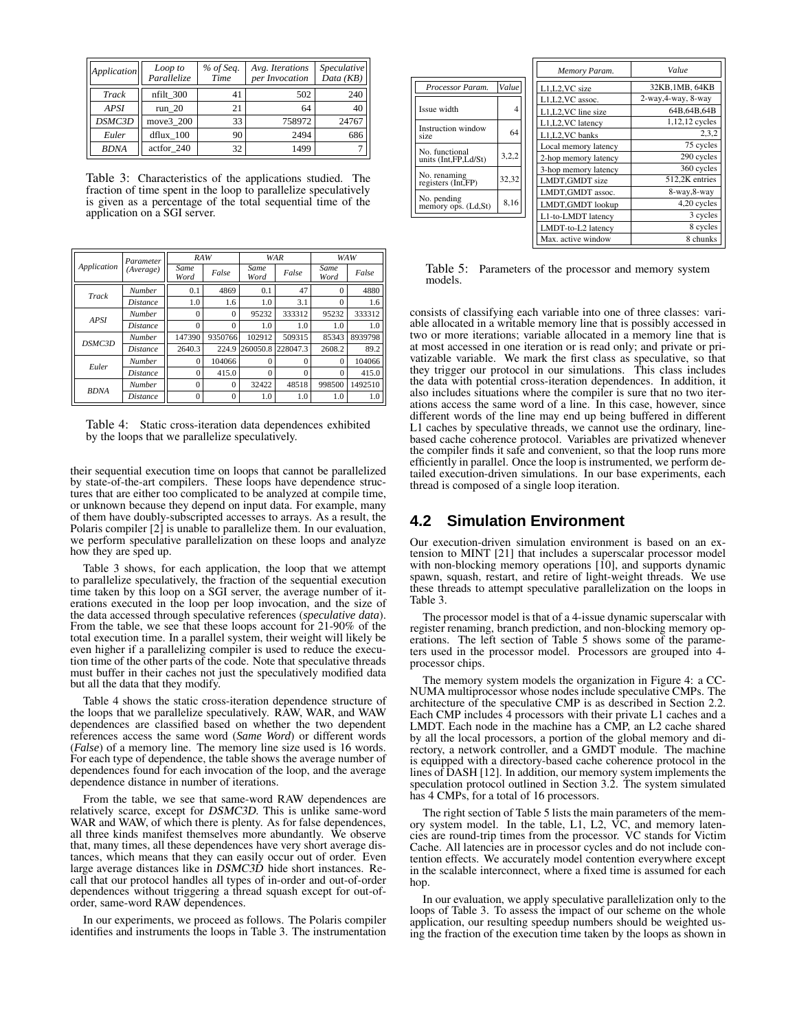| Application | Loop to Parallelize | % of Seq. Time | Avg. Iterations per Invocation | Speculative Data (KB) |
|---|---|---|---|---|
| Track | nfilt_300 | 41 | 502 | 240 |
| APSI | run_20 | 21 | 64 | 40 |
| DSMC3D | move3_200 | 33 | 758972 | 24767 |
| Euler | dflux_100 | 90 | 2494 | 686 |
| BDNA | actfor_240 | 32 | 1499 | 7 |

Table 3: Characteristics of the applications studied. The fraction of time spent in the loop to parallelize speculatively is given as a percentage of the total sequential time of the application on a SGI server.

| Application | Parameter (Average) | RAW | | WAR | | WAW | |
|---|---|---|---|---|---|---|---|
| | | Same Word | False | Same Word | False | Same Word | False |
| Track | Number | 0.1 | 4869 | 0.1 | 47 | 0 | 4880 |
| | Distance | 1.0 | 1.6 | 1.0 | 3.1 | 0 | 1.6 |
| APSI | Number | 0 | 0 | 95232 | 333312 | 95232 | 333312 |
| | Distance | 0 | 0 | 1.0 | 1.0 | 1.0 | 1.0 |
| DSMC3D | Number | 147390 | 9350766 | 102912 | 509315 | 85343 | 8939798 |
| | Distance | 2640.3 | 224.9 | 260050.8 | 228047.3 | 2608.2 | 89.2 |
| Euler | Number | 0 | 104066 | 0 | 0 | 0 | 104066 |
| | Distance | 0 | 415.0 | 0 | 0 | 0 | 415.0 |
| BDNA | Number | 0 | 0 | 32422 | 48518 | 998500 | 1492510 |
| | Distance | 0 | 0 | 1.0 | 1.0 | 1.0 | 1.0 |

Table 4: Static cross-iteration data dependences exhibited by the loops that we parallelize speculatively.

their sequential execution time on loops that cannot be parallelized by state-of-the-art compilers. These loops have dependence structures that are either too complicated to be analyzed at compile time, or unknown because they depend on input data. For example, many of them have doubly-subscripted accesses to arrays. As a result, the Polaris compiler [2] is unable to parallelize them. In our evaluation, we perform speculative parallelization on these loops and analyze how they are sped up.

Table 3 shows, for each application, the loop that we attempt to parallelize speculatively, the fraction of the sequential execution time taken by this loop on a SGI server, the average number of iterations executed in the loop per loop invocation, and the size of the data accessed through speculative references (*speculative data*). From the table, we see that these loops account for 21-90% of the total execution time. In a parallel system, their weight will likely be even higher if a parallelizing compiler is used to reduce the execution time of the other parts of the code. Note that speculative threads must buffer in their caches not just the speculatively modified data but all the data that they modify.

Table 4 shows the static cross-iteration dependence structure of the loops that we parallelize speculatively. RAW, WAR, and WAW dependences are classified based on whether the two dependent references access the same word (*Same Word*) or different words (*False*) of a memory line. The memory line size used is 16 words. For each type of dependence, the table shows the average number of dependences found for each invocation of the loop, and the average dependence distance in number of iterations.

From the table, we see that same-word RAW dependences are relatively scarce, except for *DSMC3D*. This is unlike same-word WAR and WAW, of which there is plenty. As for false dependences, all three kinds manifest themselves more abundantly. We observe that, many times, all these dependences have very short average distances, which means that they can easily occur out of order. Even large average distances like in *DSMC3D* hide short instances. Recall that our protocol handles all types of in-order and out-of-order dependences without triggering a thread squash except for out-of-order, same-word RAW dependences.

In our experiments, we proceed as follows. The Polaris compiler identifies and instruments the loops in Table 3. The instrumentation consists of classifying each variable into one of three classes: variable allocated in a writable memory line that is possibly accessed in two or more iterations; variable allocated in a memory line that is at most accessed in one iteration or is read only; and private or privatizable variable. We mark the first class as speculative, so that they trigger our protocol in our simulations. This class includes the data with potential cross-iteration dependences. In addition, it also includes situations where the compiler is sure that no two iterations access the same word of a line. In this case, however, since different words of the line may end up being buffered in different L1 caches by speculative threads, we cannot use the ordinary, line-based cache coherence protocol. Variables are privatized whenever the compiler finds it safe and convenient, so that the loop runs more efficiently in parallel. Once the loop is instrumented, we perform detailed execution-driven simulations. In our base experiments, each thread is composed of a single loop iteration.

| Processor Param. | Value |
|---|---|
| Issue width | 4 |
| Instruction window size | 64 |
| No. functional units (Int,FP,Ld/St) | 3,2,2 |
| No. renaming registers (Int,FP) | 32,32 |
| No. pending memory ops. (Ld,St) | 8,16 |

| Memory Param. | Value |
|---|---|
| L1,L2,VC size | 32KB,1MB, 64KB |
| L1,L2,VC assoc. | 2-way,4-way, 8-way |
| L1,L2,VC line size | 64B,64B,64B |
| L1,L2,VC latency | 1,12,12 cycles |
| L1,L2,VC banks | 2,3,2 |
| Local memory latency | 75 cycles |
| 2-hop memory latency | 290 cycles |
| 3-hop memory latency | 360 cycles |
| LMDT,GMDT size | 512,2K entries |
| LMDT,GMDT assoc. | 8-way,8-way |
| LMDT,GMDT lookup | 4,20 cycles |
| L1-to-LMDT latency | 3 cycles |
| LMDT-to-L2 latency | 8 cycles |
| Max. active window | 8 chunks |

Table 5: Parameters of the processor and memory system models.

## 4.2 Simulation Environment

Our execution-driven simulation environment is based on an extension to MINT [21] that includes a superscalar processor model with non-blocking memory operations [10], and supports dynamic spawn, squash, restart, and retire of light-weight threads. We use these threads to attempt speculative parallelization on the loops in Table 3.

The processor model is that of a 4-issue dynamic superscalar with register renaming, branch prediction, and non-blocking memory operations. The left section of Table 5 shows some of the parameters used in the processor model. Processors are grouped into 4-processor chips.

The memory system models the organization in Figure 4: a CC-NUMA multiprocessor whose nodes include speculative CMPs. The architecture of the speculative CMP is as described in Section 2.2. Each CMP includes 4 processors with their private L1 caches and a LMDT. Each node in the machine has a CMP, an L2 cache shared by all the local processors, a portion of the global memory and directory, a network controller, and a GMDT module. The machine is equipped with a directory-based cache coherence protocol in the lines of DASH [12]. In addition, our memory system implements the speculation protocol outlined in Section 3.2. The system simulated has 4 CMPs, for a total of 16 processors.

The right section of Table 5 lists the main parameters of the memory system model. In the table, L1, L2, VC, and memory latencies are round-trip times from the processor. VC stands for Victim Cache. All latencies are in processor cycles and do not include contention effects. We accurately model contention everywhere except in the scalable interconnect, where a fixed time is assumed for each hop.

In our evaluation, we apply speculative parallelization only to the loops of Table 3. To assess the impact of our scheme on the whole application, our resulting speedup numbers should be weighted using the fraction of the execution time taken by the loops as shown in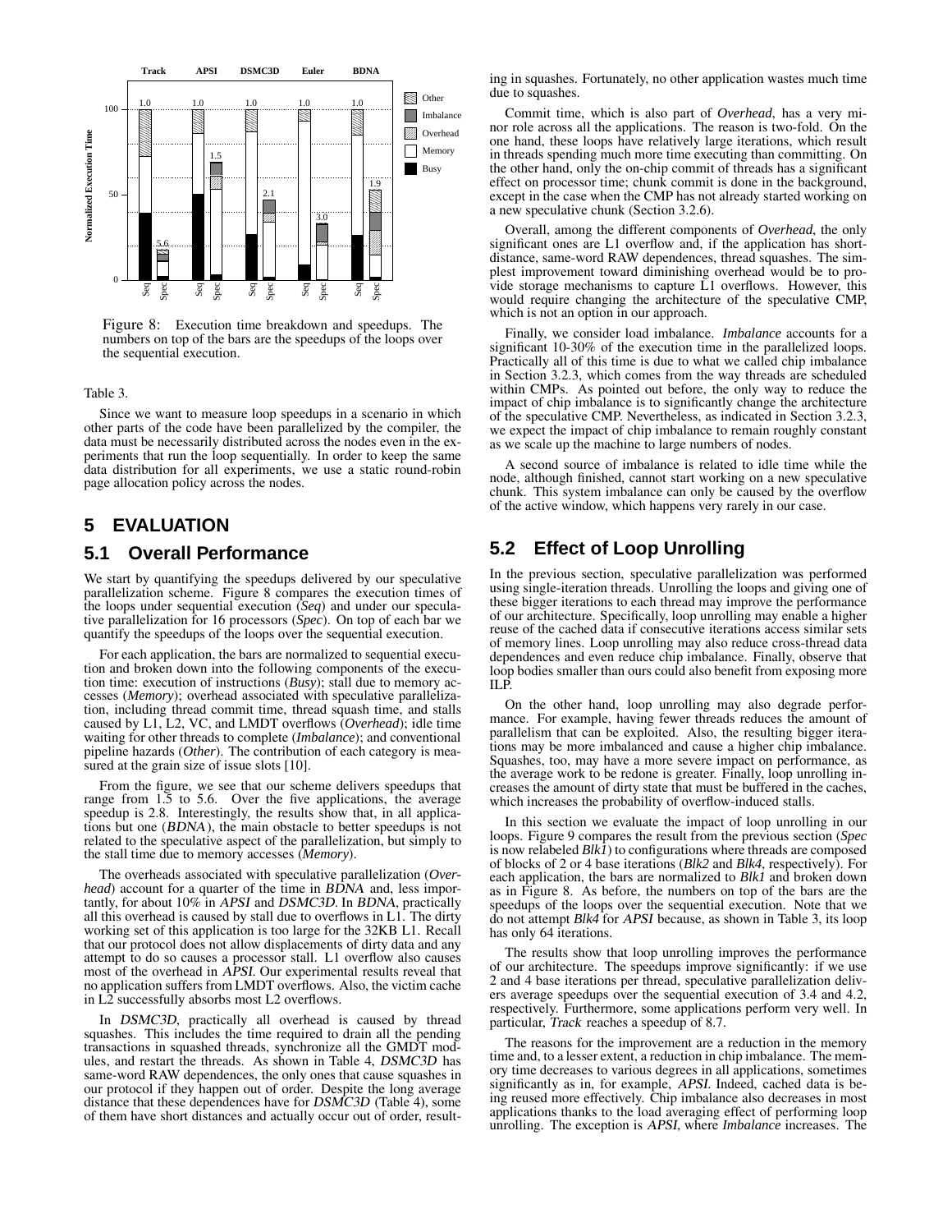Figure 8: Execution time breakdown and speedups. The numbers on top of the bars are the speedups of the loops over the sequential execution.

Table 3.

Since we want to measure loop speedups in a scenario in which other parts of the code have been parallelized by the compiler, the data must be necessarily distributed across the nodes even in the experiments that run the loop sequentially. In order to keep the same data distribution for all experiments, we use a static round-robin page allocation policy across the nodes.

# 5 EVALUATION

## 5.1 Overall Performance

We start by quantifying the speedups delivered by our speculative parallelization scheme. Figure 8 compares the execution times of the loops under sequential execution (*Seq*) and under our speculative parallelization for 16 processors (*Spec*). On top of each bar we quantify the speedups of the loops over the sequential execution.

For each application, the bars are normalized to sequential execution and broken down into the following components of the execution time: execution of instructions (*Busy*); stall due to memory accesses (*Memory*); overhead associated with speculative parallelization, including thread commit time, thread squash time, and stalls caused by L1, L2, VC, and LMDT overflows (*Overhead*); idle time waiting for other threads to complete (*Imbalance*); and conventional pipeline hazards (*Other*). The contribution of each category is measured at the grain size of issue slots [10].

From the figure, we see that our scheme delivers speedups that range from 1.5 to 5.6. Over the five applications, the average speedup is 2.8. Interestingly, the results show that, in all applications but one (*BDNA*), the main obstacle to better speedups is not related to the speculative aspect of the parallelization, but simply to the stall time due to memory accesses (*Memory*).

The overheads associated with speculative parallelization (*Overhead*) account for a quarter of the time in *BDNA* and, less importantly, for about 10% in *APSI* and *DSMC3D*. In *BDNA*, practically all this overhead is caused by stall due to overflows in L1. The dirty working set of this application is too large for the 32KB L1. Recall that our protocol does not allow displacements of dirty data and any attempt to do so causes a processor stall. L1 overflow also causes most of the overhead in *APSI*. Our experimental results reveal that no application suffers from LMDT overflows. Also, the victim cache in L2 successfully absorbs most L2 overflows.

In *DSMC3D*, practically all overhead is caused by thread squashes. This includes the time required to drain all the pending transactions in squashed threads, synchronize all the GMDT modules, and restart the threads. As shown in Table 4, *DSMC3D* has same-word RAW dependences, the only ones that cause squashes in our protocol if they happen out of order. Despite the long average distance that these dependences have for *DSMC3D* (Table 4), some of them have short distances and actually occur out of order, resulting in squashes. Fortunately, no other application wastes much time due to squashes.

Commit time, which is also part of *Overhead*, has a very minor role across all the applications. The reason is two-fold. On the one hand, these loops have relatively large iterations, which result in threads spending much more time executing than committing. On the other hand, only the on-chip commit of threads has a significant effect on processor time; chunk commit is done in the background, except in the case when the CMP has not already started working on a new speculative chunk (Section 3.2.6).

Overall, among the different components of *Overhead*, the only significant ones are L1 overflow and, if the application has short-distance, same-word RAW dependences, thread squashes. The simplest improvement toward diminishing overhead would be to provide storage mechanisms to capture L1 overflows. However, this would require changing the architecture of the speculative CMP, which is not an option in our approach.

Finally, we consider load imbalance. *Imbalance* accounts for a significant 10-30% of the execution time in the parallelized loops. Practically all of this time is due to what we called chip imbalance in Section 3.2.3, which comes from the way threads are scheduled within CMPs. As pointed out before, the only way to reduce the impact of chip imbalance is to significantly change the architecture of the speculative CMP. Nevertheless, as indicated in Section 3.2.3, we expect the impact of chip imbalance to remain roughly constant as we scale up the machine to large numbers of nodes.

A second source of imbalance is related to idle time while the node, although finished, cannot start working on a new speculative chunk. This system imbalance can only be caused by the overflow of the active window, which happens very rarely in our case.

## 5.2 Effect of Loop Unrolling

In the previous section, speculative parallelization was performed using single-iteration threads. Unrolling the loops and giving one of these bigger iterations to each thread may improve the performance of our architecture. Specifically, loop unrolling may enable a higher reuse of the cached data if consecutive iterations access similar sets of memory lines. Loop unrolling may also reduce cross-thread data dependences and even reduce chip imbalance. Finally, observe that loop bodies smaller than ours could also benefit from exposing more ILP.

On the other hand, loop unrolling may also degrade performance. For example, having fewer threads reduces the amount of parallelism that can be exploited. Also, the resulting bigger iterations may be more imbalanced and cause a higher chip imbalance. Squashes, too, may have a more severe impact on performance, as the average work to be redone is greater. Finally, loop unrolling increases the amount of dirty state that must be buffered in the caches, which increases the probability of overflow-induced stalls.

In this section we evaluate the impact of loop unrolling in our loops. Figure 9 compares the result from the previous section (*Spec* is now relabeled *Blk1*) to configurations where threads are composed of blocks of 2 or 4 base iterations (*Blk2* and *Blk4*, respectively). For each application, the bars are normalized to *Blk1* and broken down as in Figure 8. As before, the numbers on top of the bars are the speedups of the loops over the sequential execution. Note that we do not attempt *Blk4* for *APSI* because, as shown in Table 3, its loop has only 64 iterations.

The results show that loop unrolling improves the performance of our architecture. The speedups improve significantly: if we use 2 and 4 base iterations per thread, speculative parallelization delivers average speedups over the sequential execution of 3.4 and 4.2, respectively. Furthermore, some applications perform very well. In particular, *Track* reaches a speedup of 8.7.

The reasons for the improvement are a reduction in the memory time and, to a lesser extent, a reduction in chip imbalance. The memory time decreases to various degrees in all applications, sometimes significantly as in, for example, *APSI*. Indeed, cached data is being reused more effectively. Chip imbalance also decreases in most applications thanks to the load averaging effect of performing loop unrolling. The exception is *APSI*, where *Imbalance* increases. The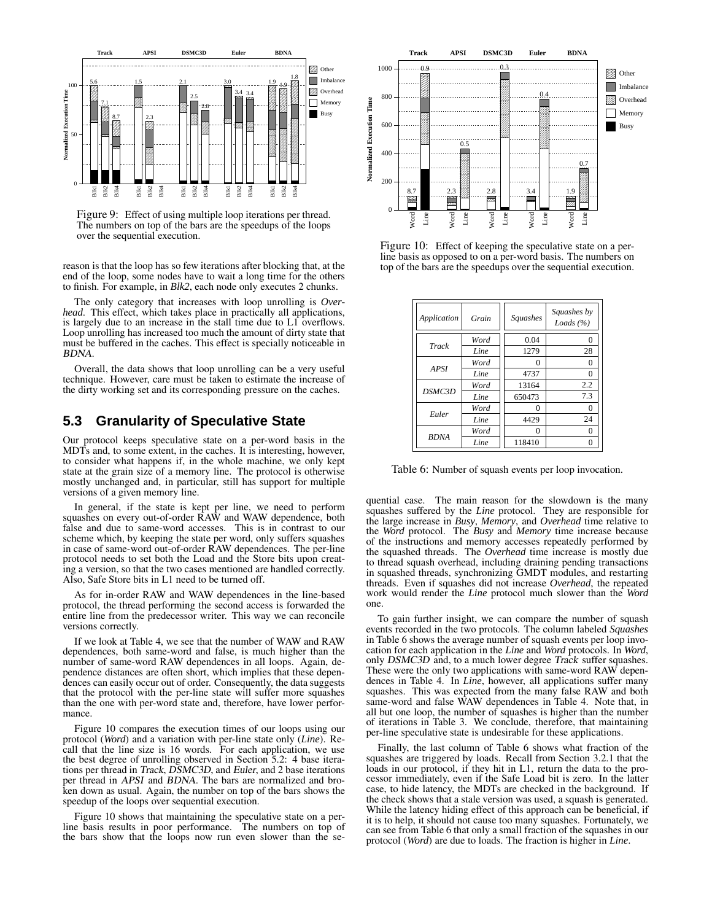Figure 9: Effect of using multiple loop iterations per thread. The numbers on top of the bars are the speedups of the loops over the sequential execution.

reason is that the loop has so few iterations after blocking that, at the end of the loop, some nodes have to wait a long time for the others to finish. For example, in *Blk2*, each node only executes 2 chunks.

The only category that increases with loop unrolling is *Overhead*. This effect, which takes place in practically all applications, is largely due to an increase in the stall time due to L1 overflows. Loop unrolling has increased too much the amount of dirty state that must be buffered in the caches. This effect is specially noticeable in *BDNA*.

Overall, the data shows that loop unrolling can be a very useful technique. However, care must be taken to estimate the increase of the dirty working set and its corresponding pressure on the caches.

## 5.3 Granularity of Speculative State

Our protocol keeps speculative state on a per-word basis in the MDTs and, to some extent, in the caches. It is interesting, however, to consider what happens if, in the whole machine, we only kept state at the grain size of a memory line. The protocol is otherwise mostly unchanged and, in particular, still has support for multiple versions of a given memory line.

In general, if the state is kept per line, we need to perform squashes on every out-of-order RAW and WAW dependence, both false and due to same-word accesses. This is in contrast to our scheme which, by keeping the state per word, only suffers squashes in case of same-word out-of-order RAW dependences. The per-line protocol needs to set both the Load and the Store bits upon creating a version, so that the two cases mentioned are handled correctly. Also, Safe Store bits in L1 need to be turned off.

As for in-order RAW and WAW dependences in the line-based protocol, the thread performing the second access is forwarded the entire line from the predecessor writer. This way we can reconcile versions correctly.

If we look at Table 4, we see that the number of WAW and RAW dependences, both same-word and false, is much higher than the number of same-word RAW dependences in all loops. Again, dependence distances are often short, which implies that these dependences can easily occur out of order. Consequently, the data suggests that the protocol with the per-line state will suffer more squashes than the one with per-word state and, therefore, have lower performance.

Figure 10 compares the execution times of our loops using our protocol (*Word*) and a variation with per-line state only (*Line*). Recall that the line size is 16 words. For each application, we use the best degree of unrolling observed in Section 5.2: 4 base iterations per thread in *Track*, *DSMC3D*, and *Euler*, and 2 base iterations per thread in *APSI* and *BDNA*. The bars are normalized and broken down as usual. Again, the number on top of the bars shows the speedup of the loops over sequential execution.

Figure 10 shows that maintaining the speculative state on a per-line basis results in poor performance. The numbers on top of the bars show that the loops now run even slower than the sequential case. The main reason for the slowdown is the many squashes suffered by the *Line* protocol. They are responsible for the large increase in *Busy*, *Memory*, and *Overhead* time relative to the *Word* protocol. The *Busy* and *Memory* time increase because of the instructions and memory accesses repeatedly performed by the squashed threads. The *Overhead* time increase is mostly due to thread squash overhead, including draining pending transactions in squashed threads, synchronizing GMDT modules, and restarting threads. Even if squashes did not increase *Overhead*, the repeated work would render the *Line* protocol much slower than the *Word* one.

Figure 10: Effect of keeping the speculative state on a per-line basis as opposed to on a per-word basis. The numbers on top of the bars are the speedups over the sequential execution.

| Application | Grain | Squashes | Squashes by Loads (%) |
|---|---|---|---|
| *Track* | *Word* | 0.04 | 0 |
| | *Line* | 1279 | 28 |
| *APSI* | *Word* | 0 | 0 |
| | *Line* | 4737 | 0 |
| *DSMC3D* | *Word* | 13164 | 2.2 |
| | *Line* | 650473 | 7.3 |
| *Euler* | *Word* | 0 | 0 |
| | *Line* | 4429 | 24 |
| *BDNA* | *Word* | 0 | 0 |
| | *Line* | 118410 | 0 |

Table 6: Number of squash events per loop invocation.

To gain further insight, we can compare the number of squash events recorded in the two protocols. The column labeled *Squashes* in Table 6 shows the average number of squash events per loop invocation for each application in the *Line* and *Word* protocols. In *Word*, only *DSMC3D* and, to a much lower degree *Track* suffer squashes. These were the only two applications with same-word RAW dependences in Table 4. In *Line*, however, all applications suffer many squashes. This was expected from the many false RAW and both same-word and false WAW dependences in Table 4. Note that, in all but one loop, the number of squashes is higher than the number of iterations in Table 3. We conclude, therefore, that maintaining per-line speculative state is undesirable for these applications.

Finally, the last column of Table 6 shows what fraction of the squashes are triggered by loads. Recall from Section 3.2.1 that the loads in our protocol, if they hit in L1, return the data to the processor immediately, even if the Safe Load bit is zero. In the latter case, to hide latency, the MDTs are checked in the background. If the check shows that a stale version was used, a squash is generated. While the latency hiding effect of this approach can be beneficial, if it is to help, it should not cause too many squashes. Fortunately, we can see from Table 6 that only a small fraction of the squashes in our protocol (*Word*) are due to loads. The fraction is higher in *Line*.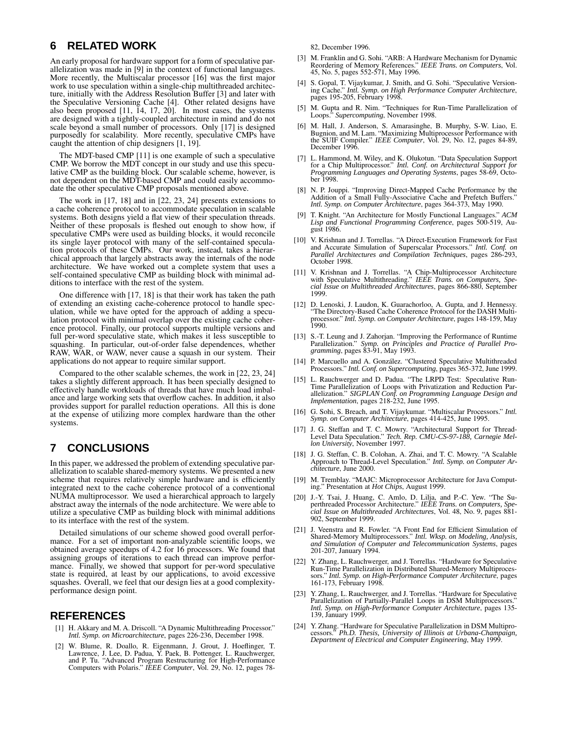## 6 RELATED WORK

An early proposal for hardware support for a form of speculative parallelization was made in [9] in the context of functional languages. More recently, the Multiscalar processor [16] was the first major work to use speculation within a single-chip multithreaded architecture, initially with the Address Resolution Buffer [3] and later with the Speculative Versioning Cache [4]. Other related designs have also been proposed [11, 14, 17, 20]. In most cases, the systems are designed with a tightly-coupled architecture in mind and do not scale beyond a small number of processors. Only [17] is designed purposedly for scalability. More recently, speculative CMPs have caught the attention of chip designers [1, 19].

The MDT-based CMP [11] is one example of such a speculative CMP. We borrow the MDT concept in our study and use this speculative CMP as the building block. Our scalable scheme, however, is not dependent on the MDT-based CMP and could easily accommodate the other speculative CMP proposals mentioned above.

The work in [17, 18] and in [22, 23, 24] presents extensions to a cache coherence protocol to accommodate speculation in scalable systems. Both designs yield a flat view of their speculation threads. Neither of these proposals is fleshed out enough to show how, if speculative CMPs were used as building blocks, it would reconcile its single layer protocol with many of the self-contained speculation protocols of these CMPs. Our work, instead, takes a hierarchical approach that largely abstracts away the internals of the node architecture. We have worked out a complete system that uses a self-contained speculative CMP as building block with minimal additions to interface with the rest of the system.

One difference with [17, 18] is that their work has taken the path of extending an existing cache-coherence protocol to handle speculation, while we have opted for the approach of adding a speculation protocol with minimal overlap over the existing cache coherence protocol. Finally, our protocol supports multiple versions and full per-word speculative state, which makes it less susceptible to squashing. In particular, out-of-order false dependences, whether RAW, WAR, or WAW, never cause a squash in our system. Their applications do not appear to require similar support.

Compared to the other scalable schemes, the work in [22, 23, 24] takes a slightly different approach. It has been specially designed to effectively handle workloads of threads that have much load imbalance and large working sets that overflow caches. In addition, it also provides support for parallel reduction operations. All this is done at the expense of utilizing more complex hardware than the other systems.

## 7 CONCLUSIONS

In this paper, we addressed the problem of extending speculative parallelization to scalable shared-memory systems. We presented a new scheme that requires relatively simple hardware and is efficiently integrated next to the cache coherence protocol of a conventional NUMA multiprocessor. We used a hierarchical approach to largely abstract away the internals of the node architecture. We were able to utilize a speculative CMP as building block with minimal additions to its interface with the rest of the system.

Detailed simulations of our scheme showed good overall performance. For a set of important non-analyzable scientific loops, we obtained average speedups of 4.2 for 16 processors. We found that assigning groups of iterations to each thread can improve performance. Finally, we showed that support for per-word speculative state is required, at least by our applications, to avoid excessive squashes. Overall, we feel that our design lies at a good complexity-performance design point.

## REFERENCES

[1] H. Akkary and M. A. Driscoll. "A Dynamic Multithreading Processor." *Intl. Symp. on Microarchitecture*, pages 226-236, December 1998.

[2] W. Blume, R. Doallo, R. Eigenmann, J. Grout, J. Hoeflinger, T. Lawrence, J. Lee, D. Padua, Y. Paek, B. Pottenger, L. Rauchwerger, and P. Tu. "Advanced Program Restructuring for High-Performance Computers with Polaris." *IEEE Computer*, Vol. 29, No. 12, pages 78-82, December 1996.

[3] M. Franklin and G. Sohi. "ARB: A Hardware Mechanism for Dynamic Reordering of Memory References." *IEEE Trans. on Computers*, Vol. 45, No. 5, pages 552-571, May 1996.

[4] S. Gopal, T. Vijaykumar, J. Smith, and G. Sohi. "Speculative Versioning Cache." *Intl. Symp. on High Performance Computer Architecture*, pages 195-205, February 1998.

[5] M. Gupta and R. Nim. "Techniques for Run-Time Parallelization of Loops." *Supercomputing*, November 1998.

[6] M. Hall, J. Anderson, S. Amarasinghe, B. Murphy, S-W. Liao, E. Bugnion, and M. Lam. "Maximizing Multiprocessor Performance with the SUIF Compiler." *IEEE Computer*, Vol. 29, No. 12, pages 84-89, December 1996.

[7] L. Hammond, M. Wiley, and K. Olukotun. "Data Speculation Support for a Chip Multiprocessor." *Intl. Conf. on Architectural Support for Programming Languages and Operating Systems*, pages 58-69, October 1998.

[8] N. P. Jouppi. "Improving Direct-Mapped Cache Performance by the Addition of a Small Fully-Associative Cache and Prefetch Buffers." *Intl. Symp. on Computer Architecture*, pages 364-373, May 1990.

[9] T. Knight. "An Architecture for Mostly Functional Languages." *ACM Lisp and Functional Programming Conference*, pages 500-519, August 1986.

[10] V. Krishnan and J. Torrellas. "A Direct-Execution Framework for Fast and Accurate Simulation of Superscalar Processors." *Intl. Conf. on Parallel Architectures and Compilation Techniques*, pages 286-293, October 1998.

[11] V. Krishnan and J. Torrellas. "A Chip-Multiprocessor Architecture with Speculative Multithreading." *IEEE Trans. on Computers, Special Issue on Multithreaded Architectures*, pages 866-880, September 1999.

[12] D. Lenoski, J. Laudon, K. Guacharloo, A. Gupta, and J. Hennessy. "The Directory-Based Cache Coherence Protocol for the DASH Multiprocessor." *Intl. Symp. on Computer Architecture*, pages 148-159, May 1990.

[13] S.-T. Leung and J. Zahorjan. "Improving the Performance of Runtime Parallelization." *Symp. on Principles and Practice of Parallel Programming*, pages 83-91, May 1993.

[14] P. Marcuello and A. González. "Clustered Speculative Multithreaded Processors." *Intl. Conf. on Supercomputing*, pages 365-372, June 1999.

[15] L. Rauchwerger and D. Padua. "The LRPD Test: Speculative Run-Time Parallelization of Loops with Privatization and Reduction Parallelization." *SIGPLAN Conf. on Programming Language Design and Implementation*, pages 218-232, June 1995.

[16] G. Sohi, S. Breach, and T. Vijaykumar. "Multiscalar Processors." *Intl. Symp. on Computer Architecture*, pages 414-425, June 1995.

[17] J. G. Steffan and T. C. Mowry. "Architectural Support for Thread-Level Data Speculation." *Tech. Rep. CMU-CS-97-188, Carnegie Mellon University*, November 1997.

[18] J. G. Steffan, C. B. Colohan, A. Zhai, and T. C. Mowry. "A Scalable Approach to Thread-Level Speculation." *Intl. Symp. on Computer Architecture*, June 2000.

[19] M. Tremblay. "MAJC: Microprocessor Architecture for Java Computing." Presentation at *Hot Chips*, August 1999.

[20] J.-Y. Tsai, J. Huang, C. Amlo, D. Lilja, and P.-C. Yew. "The Superthreaded Processor Architecture." *IEEE Trans. on Computers, Special Issue on Multithreaded Architectures*, Vol. 48, No. 9, pages 881-902, September 1999.

[21] J. Veenstra and R. Fowler. "A Front End for Efficient Simulation of Shared-Memory Multiprocessors." *Intl. Wksp. on Modeling, Analysis, and Simulation of Computer and Telecommunication Systems*, pages 201-207, January 1994.

[22] Y. Zhang, L. Rauchwerger, and J. Torrellas. "Hardware for Speculative Run-Time Parallelization in Distributed Shared-Memory Multiprocessors." *Intl. Symp. on High-Performance Computer Architecture*, pages 161-173, February 1998.

[23] Y. Zhang, L. Rauchwerger, and J. Torrellas. "Hardware for Speculative Parallelization of Partially-Parallel Loops in DSM Multiprocessors." *Intl. Symp. on High-Performance Computer Architecture*, pages 135-139, January 1999.

[24] Y. Zhang. "Hardware for Speculative Parallelization in DSM Multiprocessors." *Ph.D. Thesis, University of Illinois at Urbana-Champaign, Department of Electrical and Computer Engineering*, May 1999.